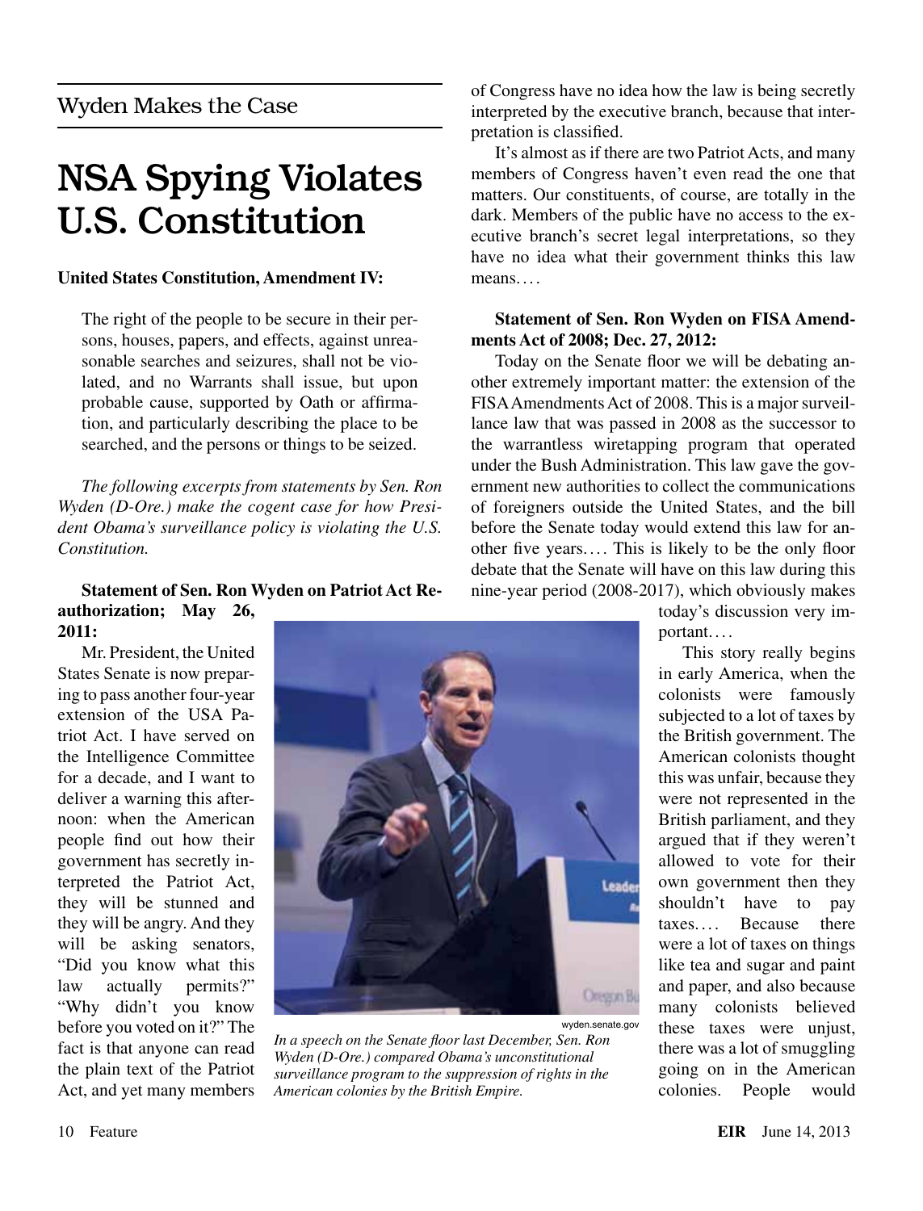## Wyden Makes the Case

# NSA Spying Violates U.S. Constitution

**United States Constitution, Amendment IV:**

> The right of the people to be secure in their persons, houses, papers, and effects, against unreasonable searches and seizures, shall not be violated, and no Warrants shall issue, but upon probable cause, supported by Oath or affirmation, and particularly describing the place to be searched, and the persons or things to be seized.

*The following excerpts from statements by Sen. Ron Wyden (D-Ore.) make the cogent case for how President Obama's surveillance policy is violating the U.S. Constitution.*

**Statement of Sen. Ron Wyden on Patriot Act Reauthorization; May 26, 2011:**

Mr. President, the United States Senate is now preparing to pass another four-year extension of the USA Patriot Act. I have served on the Intelligence Committee for a decade, and I want to deliver a warning this afternoon: when the American people find out how their government has secretly interpreted the Patriot Act, they will be stunned and they will be angry. And they will be asking senators, "Did you know what this law actually permits?" "Why didn't you know before you voted on it?" The fact is that anyone can read the plain text of the Patriot Act, and yet many members of Congress have no idea how the law is being secretly interpreted by the executive branch, because that interpretation is classified.

It's almost as if there are two Patriot Acts, and many members of Congress haven't even read the one that matters. Our constituents, of course, are totally in the dark. Members of the public have no access to the executive branch's secret legal interpretations, so they have no idea what their government thinks this law means....

wyden.senate.gov

*In a speech on the Senate floor last December, Sen. Ron Wyden (D-Ore.) compared Obama's unconstitutional surveillance program to the suppression of rights in the American colonies by the British Empire.*

**Statement of Sen. Ron Wyden on FISA Amendments Act of 2008; Dec. 27, 2012:**

Today on the Senate floor we will be debating another extremely important matter: the extension of the FISA Amendments Act of 2008. This is a major surveillance law that was passed in 2008 as the successor to the warrantless wiretapping program that operated under the Bush Administration. This law gave the government new authorities to collect the communications of foreigners outside the United States, and the bill before the Senate today would extend this law for another five years.... This is likely to be the only floor debate that the Senate will have on this law during this nine-year period (2008-2017), which obviously makes today's discussion very important....

This story really begins in early America, when the colonists were famously subjected to a lot of taxes by the British government. The American colonists thought this was unfair, because they were not represented in the British parliament, and they argued that if they weren't allowed to vote for their own government then they shouldn't have to pay taxes.... Because there were a lot of taxes on things like tea and sugar and paint and paper, and also because many colonists believed these taxes were unjust, there was a lot of smuggling going on in the American colonies. People would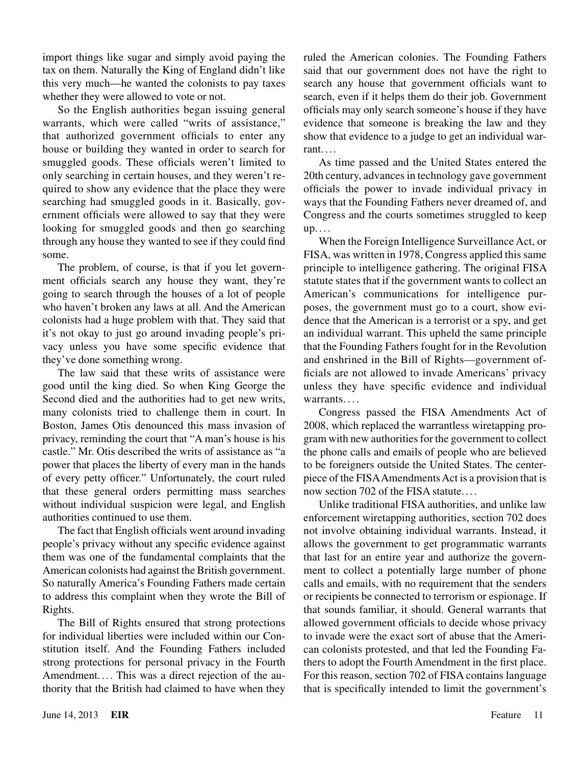import things like sugar and simply avoid paying the tax on them. Naturally the King of England didn't like this very much—he wanted the colonists to pay taxes whether they were allowed to vote or not.

So the English authorities began issuing general warrants, which were called "writs of assistance," that authorized government officials to enter any house or building they wanted in order to search for smuggled goods. These officials weren't limited to only searching in certain houses, and they weren't required to show any evidence that the place they were searching had smuggled goods in it. Basically, government officials were allowed to say that they were looking for smuggled goods and then go searching through any house they wanted to see if they could find some.

The problem, of course, is that if you let government officials search any house they want, they're going to search through the houses of a lot of people who haven't broken any laws at all. And the American colonists had a huge problem with that. They said that it's not okay to just go around invading people's privacy unless you have some specific evidence that they've done something wrong.

The law said that these writs of assistance were good until the king died. So when King George the Second died and the authorities had to get new writs, many colonists tried to challenge them in court. In Boston, James Otis denounced this mass invasion of privacy, reminding the court that "A man's house is his castle." Mr. Otis described the writs of assistance as "a power that places the liberty of every man in the hands of every petty officer." Unfortunately, the court ruled that these general orders permitting mass searches without individual suspicion were legal, and English authorities continued to use them.

The fact that English officials went around invading people's privacy without any specific evidence against them was one of the fundamental complaints that the American colonists had against the British government. So naturally America's Founding Fathers made certain to address this complaint when they wrote the Bill of Rights.

The Bill of Rights ensured that strong protections for individual liberties were included within our Constitution itself. And the Founding Fathers included strong protections for personal privacy in the Fourth Amendment.... This was a direct rejection of the authority that the British had claimed to have when they ruled the American colonies. The Founding Fathers said that our government does not have the right to search any house that government officials want to search, even if it helps them do their job. Government officials may only search someone's house if they have evidence that someone is breaking the law and they show that evidence to a judge to get an individual warrant....

As time passed and the United States entered the 20th century, advances in technology gave government officials the power to invade individual privacy in ways that the Founding Fathers never dreamed of, and Congress and the courts sometimes struggled to keep up....

When the Foreign Intelligence Surveillance Act, or FISA, was written in 1978, Congress applied this same principle to intelligence gathering. The original FISA statute states that if the government wants to collect an American's communications for intelligence purposes, the government must go to a court, show evidence that the American is a terrorist or a spy, and get an individual warrant. This upheld the same principle that the Founding Fathers fought for in the Revolution and enshrined in the Bill of Rights—government officials are not allowed to invade Americans' privacy unless they have specific evidence and individual warrants....

Congress passed the FISA Amendments Act of 2008, which replaced the warrantless wiretapping program with new authorities for the government to collect the phone calls and emails of people who are believed to be foreigners outside the United States. The centerpiece of the FISA Amendments Act is a provision that is now section 702 of the FISA statute....

Unlike traditional FISA authorities, and unlike law enforcement wiretapping authorities, section 702 does not involve obtaining individual warrants. Instead, it allows the government to get programmatic warrants that last for an entire year and authorize the government to collect a potentially large number of phone calls and emails, with no requirement that the senders or recipients be connected to terrorism or espionage. If that sounds familiar, it should. General warrants that allowed government officials to decide whose privacy to invade were the exact sort of abuse that the American colonists protested, and that led the Founding Fathers to adopt the Fourth Amendment in the first place. For this reason, section 702 of FISA contains language that is specifically intended to limit the government's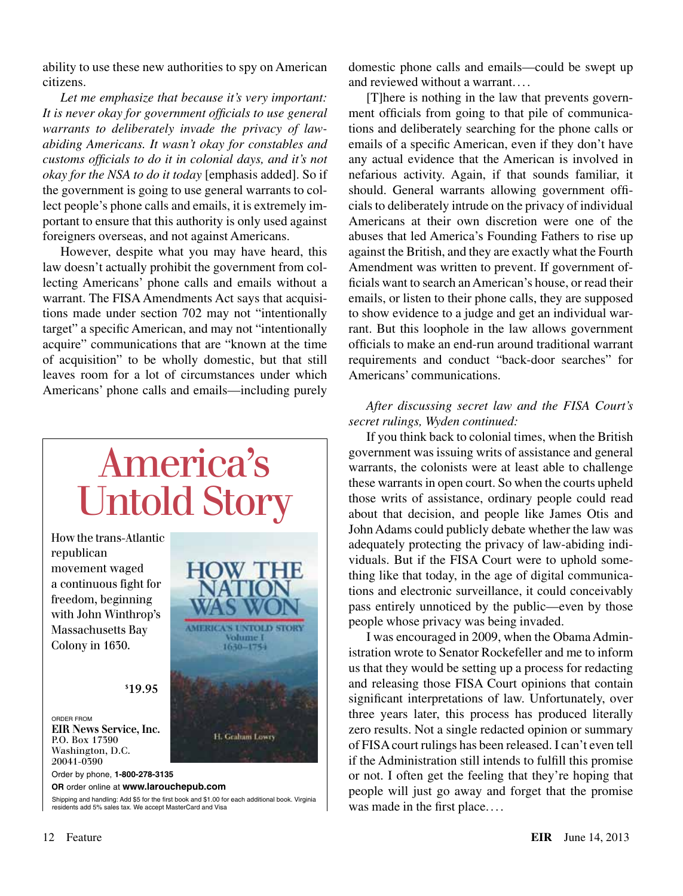ability to use these new authorities to spy on American citizens.

*Let me emphasize that because it's very important: It is never okay for government officials to use general warrants to deliberately invade the privacy of law-abiding Americans. It wasn't okay for constables and customs officials to do it in colonial days, and it's not okay for the NSA to do it today* [emphasis added]. So if the government is going to use general warrants to collect people's phone calls and emails, it is extremely important to ensure that this authority is only used against foreigners overseas, and not against Americans.

However, despite what you may have heard, this law doesn't actually prohibit the government from collecting Americans' phone calls and emails without a warrant. The FISA Amendments Act says that acquisitions made under section 702 may not "intentionally target" a specific American, and may not "intentionally acquire" communications that are "known at the time of acquisition" to be wholly domestic, but that still leaves room for a lot of circumstances under which Americans' phone calls and emails—including purely domestic phone calls and emails—could be swept up and reviewed without a warrant. . . .

[T]here is nothing in the law that prevents government officials from going to that pile of communications and deliberately searching for the phone calls or emails of a specific American, even if they don't have any actual evidence that the American is involved in nefarious activity. Again, if that sounds familiar, it should. General warrants allowing government officials to deliberately intrude on the privacy of individual Americans at their own discretion were one of the abuses that led America's Founding Fathers to rise up against the British, and they are exactly what the Fourth Amendment was written to prevent. If government officials want to search an American's house, or read their emails, or listen to their phone calls, they are supposed to show evidence to a judge and get an individual warrant. But this loophole in the law allows government officials to make an end-run around traditional warrant requirements and conduct "back-door searches" for Americans' communications.

*After discussing secret law and the FISA Court's secret rulings, Wyden continued:*

If you think back to colonial times, when the British government was issuing writs of assistance and general warrants, the colonists were at least able to challenge these warrants in open court. So when the courts upheld those writs of assistance, ordinary people could read about that decision, and people like James Otis and John Adams could publicly debate whether the law was adequately protecting the privacy of law-abiding individuals. But if the FISA Court were to uphold something like that today, in the age of digital communications and electronic surveillance, it could conceivably pass entirely unnoticed by the public—even by those people whose privacy was being invaded.

I was encouraged in 2009, when the Obama Administration wrote to Senator Rockefeller and me to inform us that they would be setting up a process for redacting and releasing those FISA Court opinions that contain significant interpretations of law. Unfortunately, over three years later, this process has produced literally zero results. Not a single redacted opinion or summary of FISA court rulings has been released. I can't even tell if the Administration still intends to fulfill this promise or not. I often get the feeling that they're hoping that people will just go away and forget that the promise was made in the first place. . . .

---

# America's Untold Story

How the trans-Atlantic republican movement waged a continuous fight for freedom, beginning with John Winthrop's Massachusetts Bay Colony in 1630.

HOW THE NATION WAS WON
AMERICA'S UNTOLD STORY
Volume I
1630–1754
H. Graham Lowry

$19.95

ORDER FROM
**EIR News Service, Inc.**
P.O. Box 17390
Washington, D.C.
20041-0390

Order by phone, **1-800-278-3135**

**OR** order online at **www.larouchepub.com**

Shipping and handling: Add $5 for the first book and $1.00 for each additional book. Virginia residents add 5% sales tax. We accept MasterCard and Visa